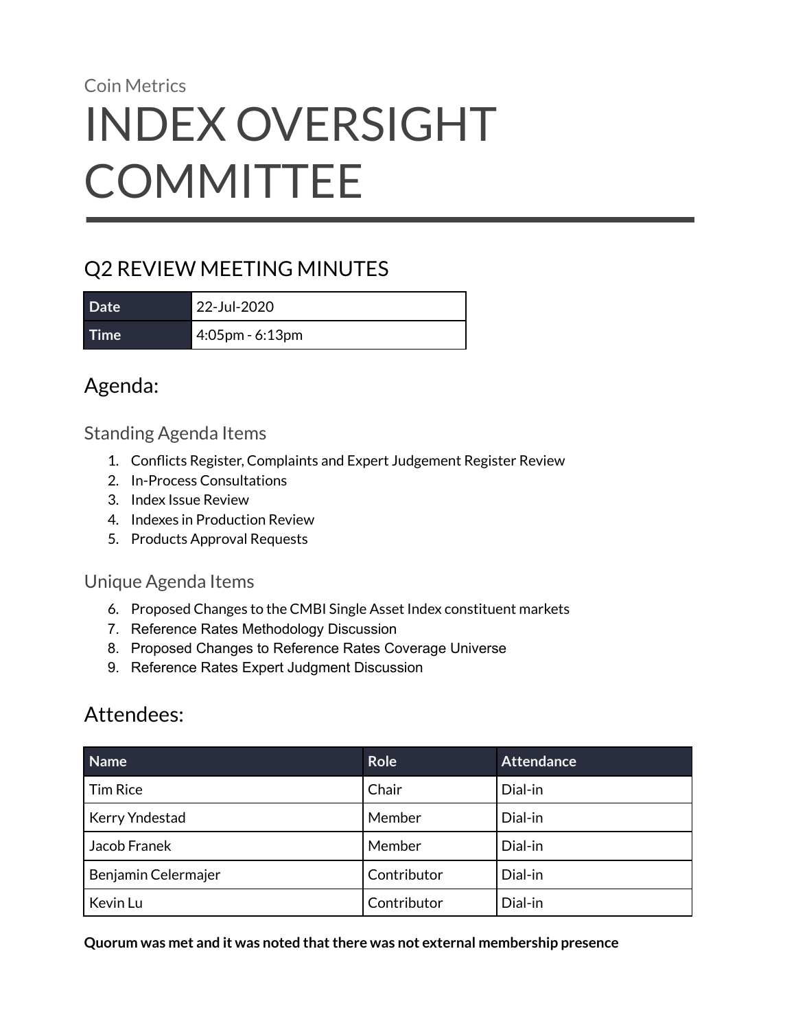Coin Metrics

# INDEX OVERSIGHT COMMITTEE

## Q2 REVIEW MEETING MINUTES

| Date | 22-Jul-2020 |
|---|---|
| Time | 4:05pm - 6:13pm |

## Agenda:

### Standing Agenda Items

1. Conflicts Register, Complaints and Expert Judgement Register Review
2. In-Process Consultations
3. Index Issue Review
4. Indexes in Production Review
5. Products Approval Requests

### Unique Agenda Items

6. Proposed Changes to the CMBI Single Asset Index constituent markets
7. Reference Rates Methodology Discussion
8. Proposed Changes to Reference Rates Coverage Universe
9. Reference Rates Expert Judgment Discussion

## Attendees:

| Name | Role | Attendance |
|---|---|---|
| Tim Rice | Chair | Dial-in |
| Kerry Yndestad | Member | Dial-in |
| Jacob Franek | Member | Dial-in |
| Benjamin Celermajer | Contributor | Dial-in |
| Kevin Lu | Contributor | Dial-in |

**Quorum was met and it was noted that there was not external membership presence**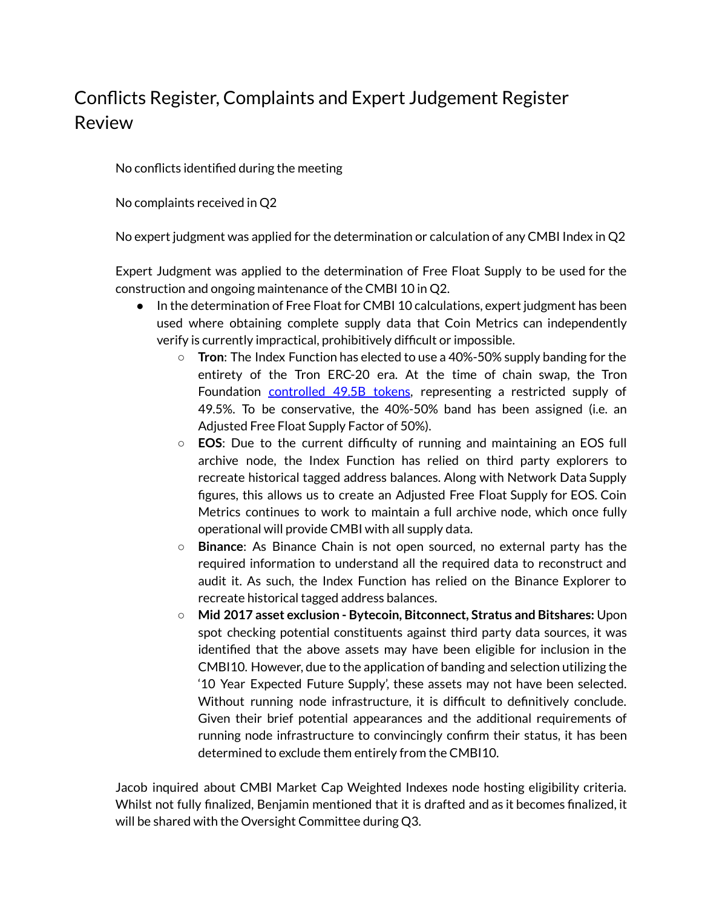# Conflicts Register, Complaints and Expert Judgement Register Review

No conflicts identified during the meeting

No complaints received in Q2

No expert judgment was applied for the determination or calculation of any CMBI Index in Q2

Expert Judgment was applied to the determination of Free Float Supply to be used for the construction and ongoing maintenance of the CMBI 10 in Q2.

- In the determination of Free Float for CMBI 10 calculations, expert judgment has been used where obtaining complete supply data that Coin Metrics can independently verify is currently impractical, prohibitively difficult or impossible.
  - **Tron**: The Index Function has elected to use a 40%-50% supply banding for the entirety of the Tron ERC-20 era. At the time of chain swap, the Tron Foundation controlled 49.5B tokens, representing a restricted supply of 49.5%. To be conservative, the 40%-50% band has been assigned (i.e. an Adjusted Free Float Supply Factor of 50%).
  - **EOS**: Due to the current difficulty of running and maintaining an EOS full archive node, the Index Function has relied on third party explorers to recreate historical tagged address balances. Along with Network Data Supply figures, this allows us to create an Adjusted Free Float Supply for EOS. Coin Metrics continues to work to maintain a full archive node, which once fully operational will provide CMBI with all supply data.
  - **Binance**: As Binance Chain is not open sourced, no external party has the required information to understand all the required data to reconstruct and audit it. As such, the Index Function has relied on the Binance Explorer to recreate historical tagged address balances.
  - **Mid 2017 asset exclusion - Bytecoin, Bitconnect, Stratus and Bitshares:** Upon spot checking potential constituents against third party data sources, it was identified that the above assets may have been eligible for inclusion in the CMBI10. However, due to the application of banding and selection utilizing the '10 Year Expected Future Supply', these assets may not have been selected. Without running node infrastructure, it is difficult to definitively conclude. Given their brief potential appearances and the additional requirements of running node infrastructure to convincingly confirm their status, it has been determined to exclude them entirely from the CMBI10.

Jacob inquired about CMBI Market Cap Weighted Indexes node hosting eligibility criteria. Whilst not fully finalized, Benjamin mentioned that it is drafted and as it becomes finalized, it will be shared with the Oversight Committee during Q3.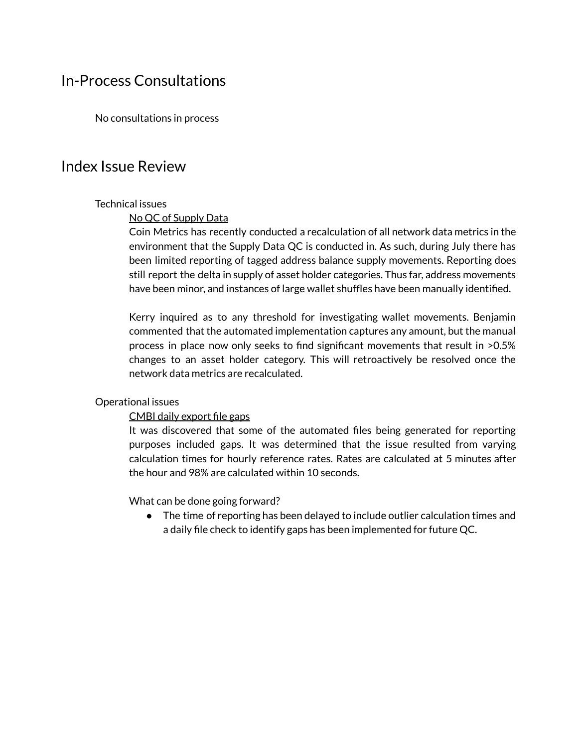# In-Process Consultations

No consultations in process

# Index Issue Review

Technical issues

<u>No QC of Supply Data</u>

Coin Metrics has recently conducted a recalculation of all network data metrics in the environment that the Supply Data QC is conducted in. As such, during July there has been limited reporting of tagged address balance supply movements. Reporting does still report the delta in supply of asset holder categories. Thus far, address movements have been minor, and instances of large wallet shuffles have been manually identified.

Kerry inquired as to any threshold for investigating wallet movements. Benjamin commented that the automated implementation captures any amount, but the manual process in place now only seeks to find significant movements that result in >0.5% changes to an asset holder category. This will retroactively be resolved once the network data metrics are recalculated.

Operational issues

<u>CMBI daily export file gaps</u>

It was discovered that some of the automated files being generated for reporting purposes included gaps. It was determined that the issue resulted from varying calculation times for hourly reference rates. Rates are calculated at 5 minutes after the hour and 98% are calculated within 10 seconds.

What can be done going forward?

- The time of reporting has been delayed to include outlier calculation times and a daily file check to identify gaps has been implemented for future QC.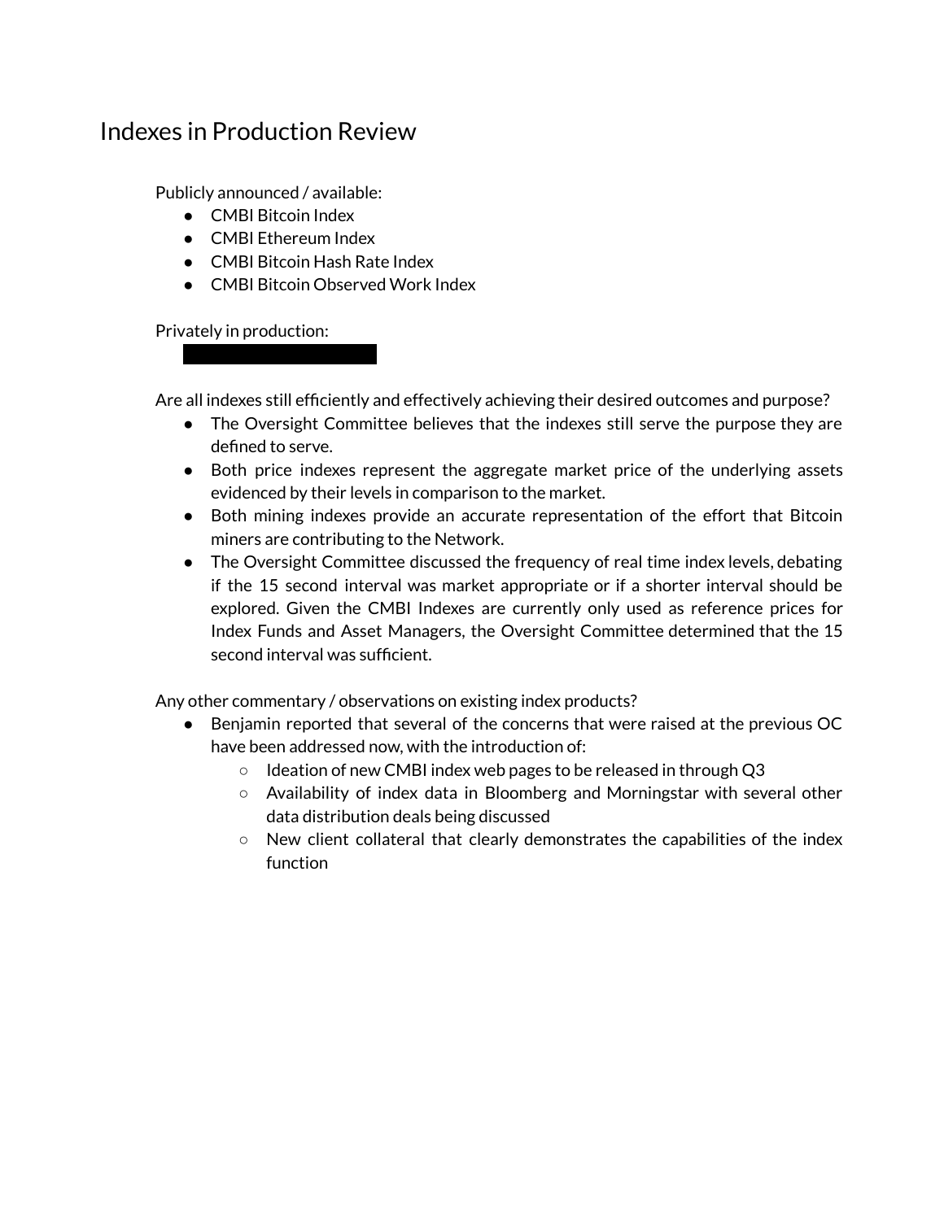# Indexes in Production Review

Publicly announced / available:

- CMBI Bitcoin Index
- CMBI Ethereum Index
- CMBI Bitcoin Hash Rate Index
- CMBI Bitcoin Observed Work Index

Privately in production:

Are all indexes still efficiently and effectively achieving their desired outcomes and purpose?

- The Oversight Committee believes that the indexes still serve the purpose they are defined to serve.
- Both price indexes represent the aggregate market price of the underlying assets evidenced by their levels in comparison to the market.
- Both mining indexes provide an accurate representation of the effort that Bitcoin miners are contributing to the Network.
- The Oversight Committee discussed the frequency of real time index levels, debating if the 15 second interval was market appropriate or if a shorter interval should be explored. Given the CMBI Indexes are currently only used as reference prices for Index Funds and Asset Managers, the Oversight Committee determined that the 15 second interval was sufficient.

Any other commentary / observations on existing index products?

- Benjamin reported that several of the concerns that were raised at the previous OC have been addressed now, with the introduction of:
  - Ideation of new CMBI index web pages to be released in through Q3
  - Availability of index data in Bloomberg and Morningstar with several other data distribution deals being discussed
  - New client collateral that clearly demonstrates the capabilities of the index function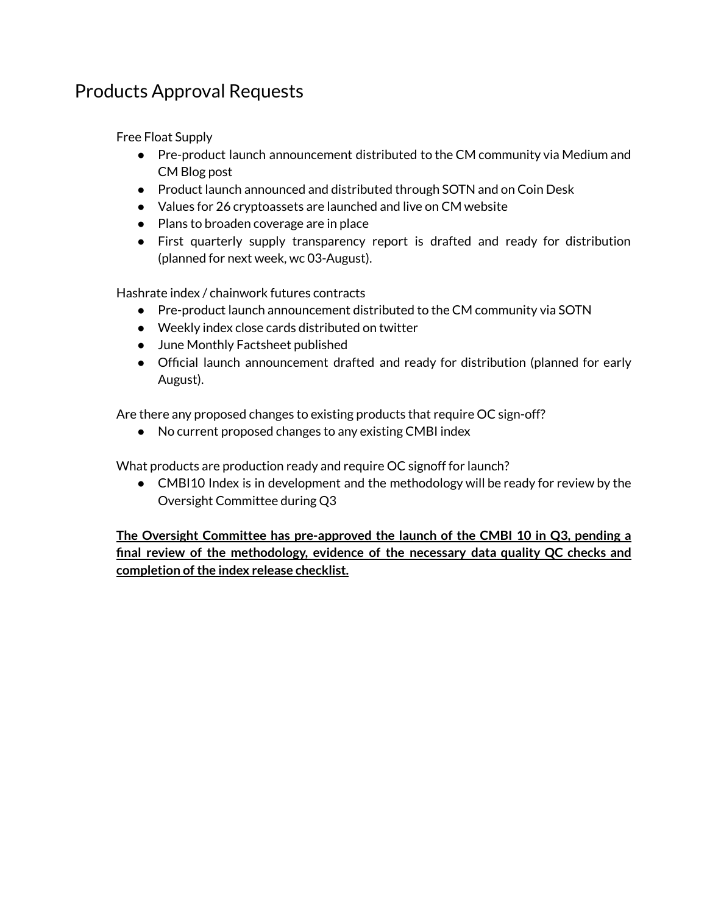# Products Approval Requests

Free Float Supply

- Pre-product launch announcement distributed to the CM community via Medium and CM Blog post
- Product launch announced and distributed through SOTN and on Coin Desk
- Values for 26 cryptoassets are launched and live on CM website
- Plans to broaden coverage are in place
- First quarterly supply transparency report is drafted and ready for distribution (planned for next week, wc 03-August).

Hashrate index / chainwork futures contracts

- Pre-product launch announcement distributed to the CM community via SOTN
- Weekly index close cards distributed on twitter
- June Monthly Factsheet published
- Official launch announcement drafted and ready for distribution (planned for early August).

Are there any proposed changes to existing products that require OC sign-off?

- No current proposed changes to any existing CMBI index

What products are production ready and require OC signoff for launch?

- CMBI10 Index is in development and the methodology will be ready for review by the Oversight Committee during Q3

<u>**The Oversight Committee has pre-approved the launch of the CMBI 10 in Q3, pending a final review of the methodology, evidence of the necessary data quality QC checks and completion of the index release checklist.**</u>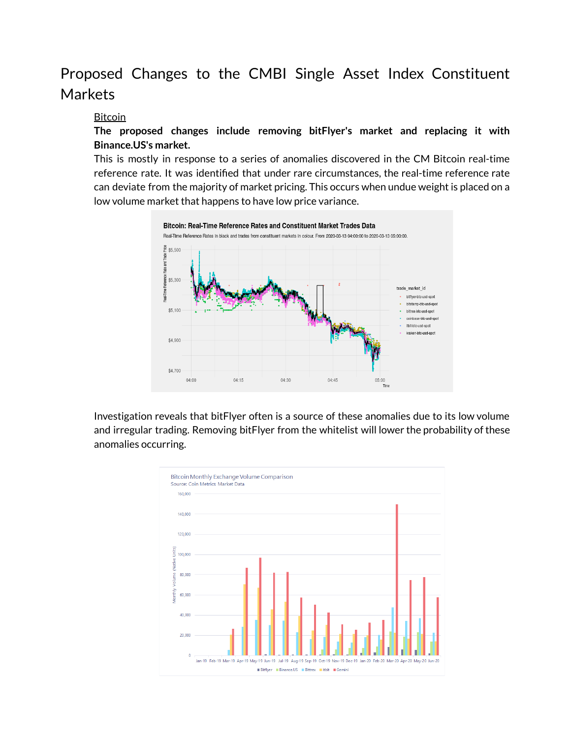# Proposed Changes to the CMBI Single Asset Index Constituent Markets

## Bitcoin

**The proposed changes include removing bitFlyer's market and replacing it with Binance.US's market.**

This is mostly in response to a series of anomalies discovered in the CM Bitcoin real-time reference rate. It was identified that under rare circumstances, the real-time reference rate can deviate from the majority of market pricing. This occurs when undue weight is placed on a low volume market that happens to have low price variance.

Investigation reveals that bitFlyer often is a source of these anomalies due to its low volume and irregular trading. Removing bitFlyer from the whitelist will lower the probability of these anomalies occurring.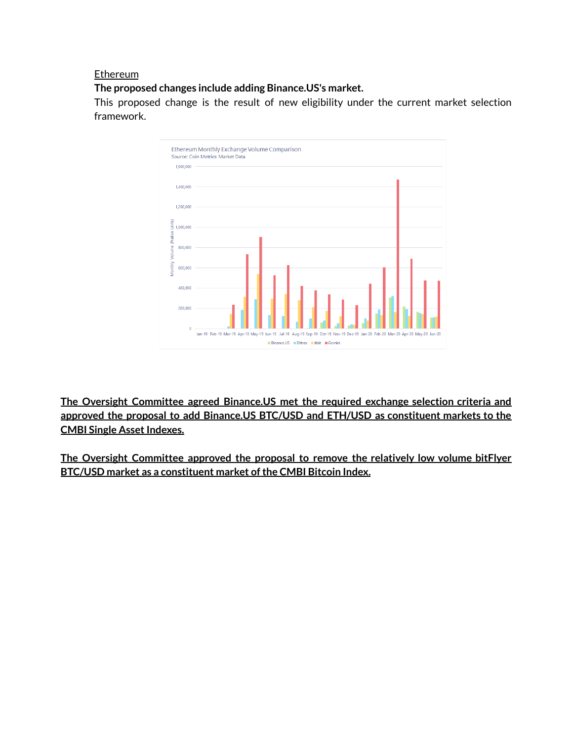Ethereum

**The proposed changes include adding Binance.US's market.**

This proposed change is the result of new eligibility under the current market selection framework.

**The Oversight Committee agreed Binance.US met the required exchange selection criteria and approved the proposal to add Binance.US BTC/USD and ETH/USD as constituent markets to the CMBI Single Asset Indexes.**

**The Oversight Committee approved the proposal to remove the relatively low volume bitFlyer BTC/USD market as a constituent market of the CMBI Bitcoin Index.**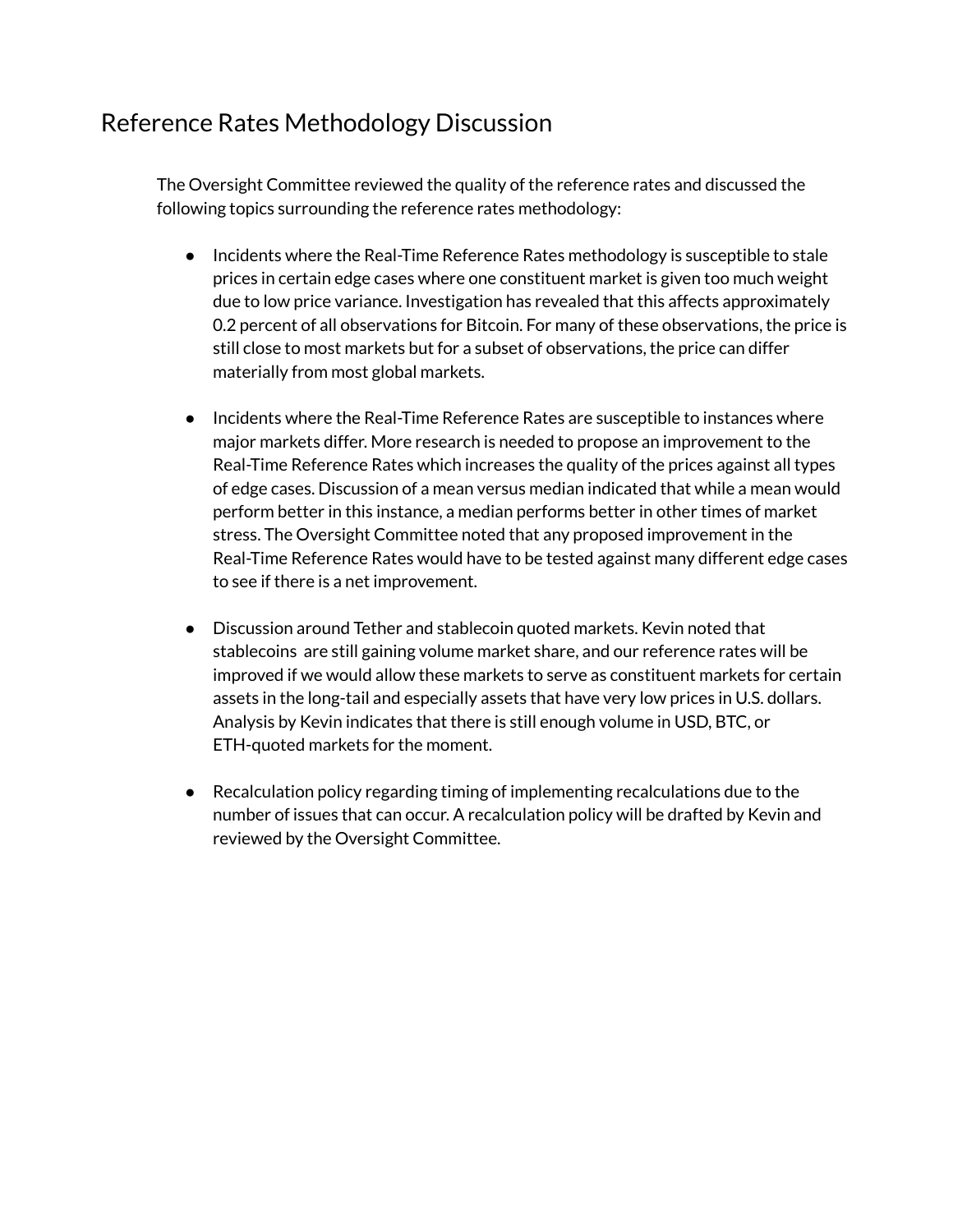## Reference Rates Methodology Discussion

The Oversight Committee reviewed the quality of the reference rates and discussed the following topics surrounding the reference rates methodology:

- Incidents where the Real-Time Reference Rates methodology is susceptible to stale prices in certain edge cases where one constituent market is given too much weight due to low price variance. Investigation has revealed that this affects approximately 0.2 percent of all observations for Bitcoin. For many of these observations, the price is still close to most markets but for a subset of observations, the price can differ materially from most global markets.

- Incidents where the Real-Time Reference Rates are susceptible to instances where major markets differ. More research is needed to propose an improvement to the Real-Time Reference Rates which increases the quality of the prices against all types of edge cases. Discussion of a mean versus median indicated that while a mean would perform better in this instance, a median performs better in other times of market stress. The Oversight Committee noted that any proposed improvement in the Real-Time Reference Rates would have to be tested against many different edge cases to see if there is a net improvement.

- Discussion around Tether and stablecoin quoted markets. Kevin noted that stablecoins are still gaining volume market share, and our reference rates will be improved if we would allow these markets to serve as constituent markets for certain assets in the long-tail and especially assets that have very low prices in U.S. dollars. Analysis by Kevin indicates that there is still enough volume in USD, BTC, or ETH-quoted markets for the moment.

- Recalculation policy regarding timing of implementing recalculations due to the number of issues that can occur. A recalculation policy will be drafted by Kevin and reviewed by the Oversight Committee.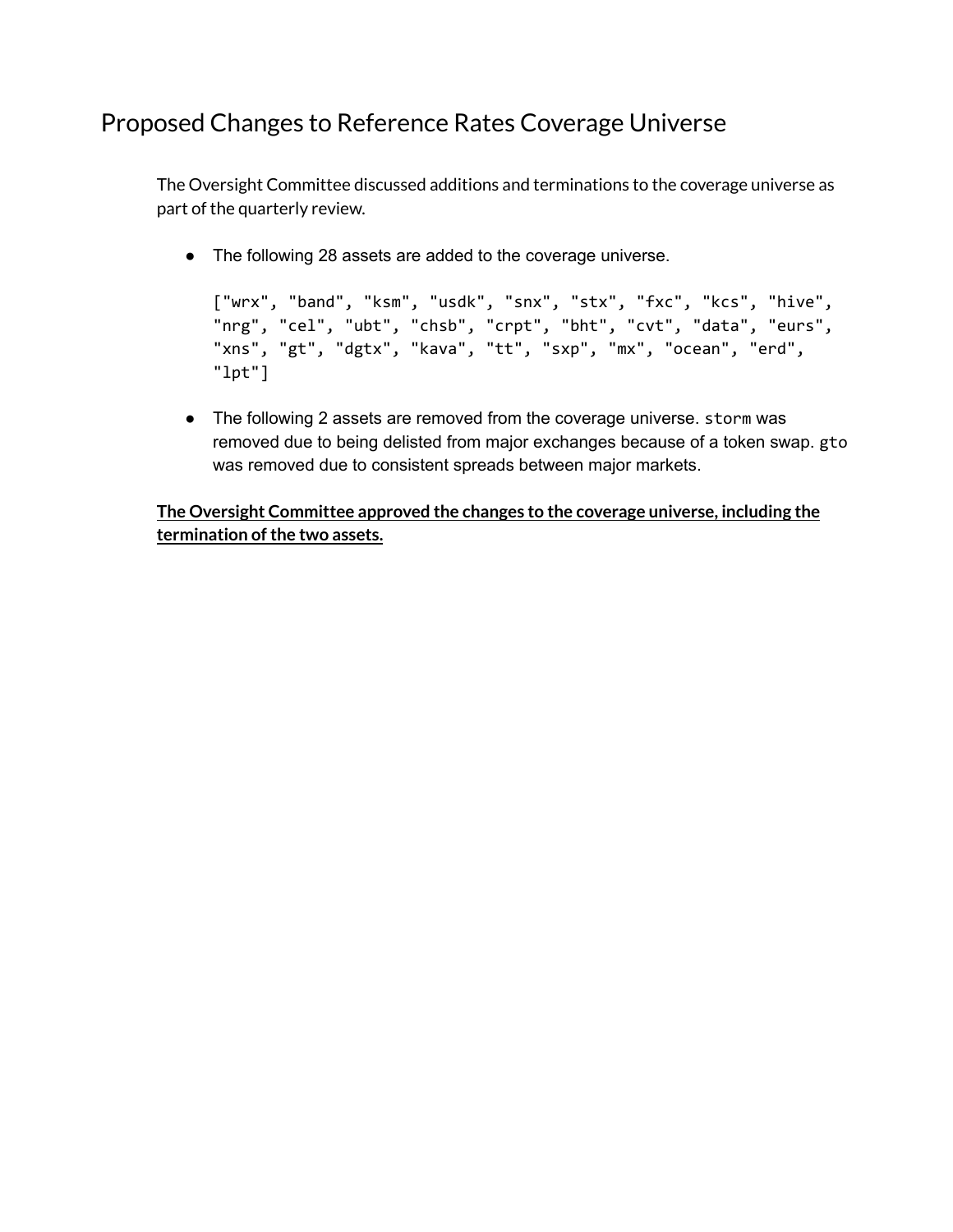# Proposed Changes to Reference Rates Coverage Universe

The Oversight Committee discussed additions and terminations to the coverage universe as part of the quarterly review.

- The following 28 assets are added to the coverage universe.

  ```
  ["wrx", "band", "ksm", "usdk", "snx", "stx", "fxc", "kcs", "hive",
  "nrg", "cel", "ubt", "chsb", "crpt", "bht", "cvt", "data", "eurs",
  "xns", "gt", "dgtx", "kava", "tt", "sxp", "mx", "ocean", "erd",
  "lpt"]
  ```

- The following 2 assets are removed from the coverage universe. `storm` was removed due to being delisted from major exchanges because of a token swap. `gto` was removed due to consistent spreads between major markets.

**The Oversight Committee approved the changes to the coverage universe, including the termination of the two assets.**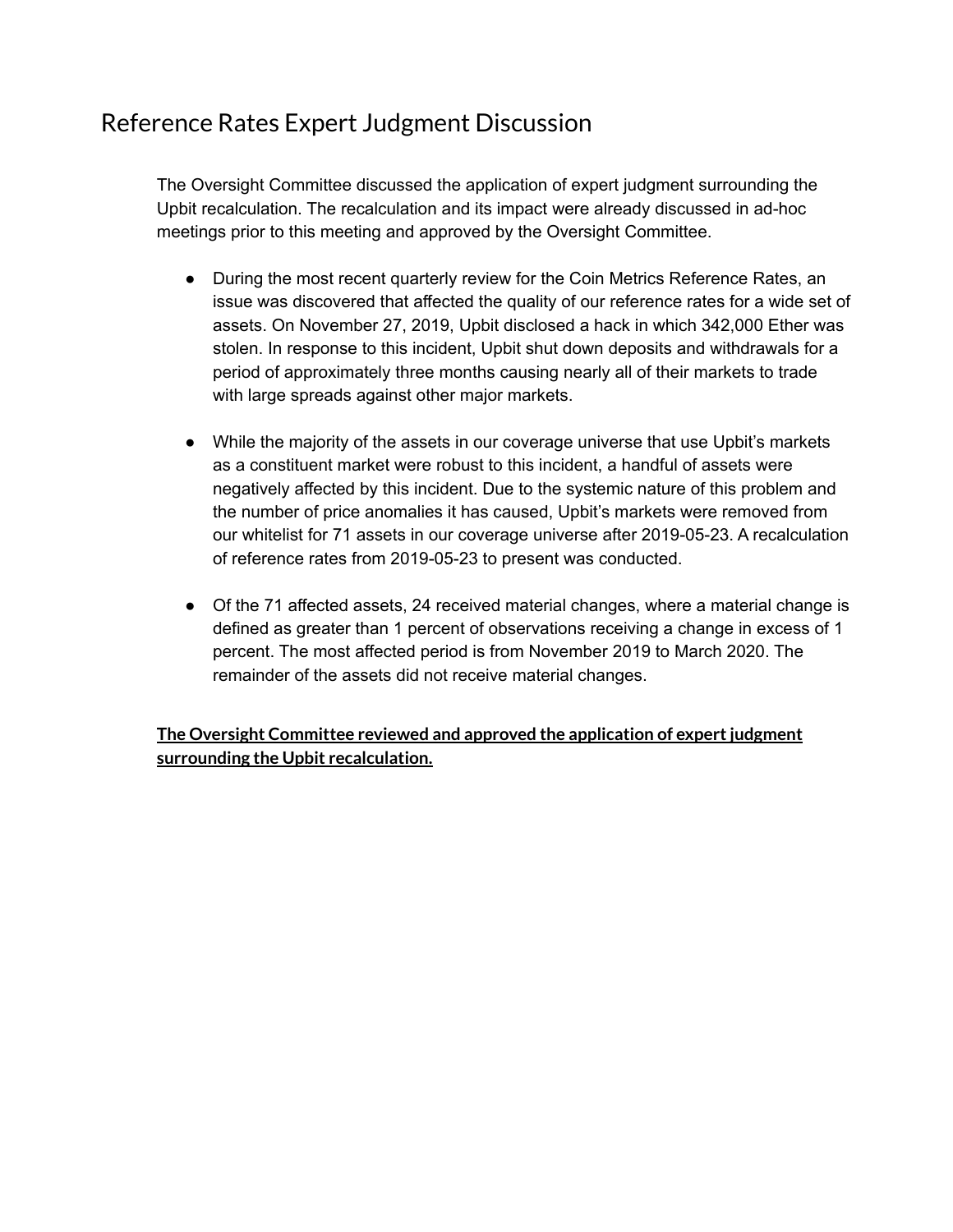## Reference Rates Expert Judgment Discussion

The Oversight Committee discussed the application of expert judgment surrounding the Upbit recalculation. The recalculation and its impact were already discussed in ad-hoc meetings prior to this meeting and approved by the Oversight Committee.

- During the most recent quarterly review for the Coin Metrics Reference Rates, an issue was discovered that affected the quality of our reference rates for a wide set of assets. On November 27, 2019, Upbit disclosed a hack in which 342,000 Ether was stolen. In response to this incident, Upbit shut down deposits and withdrawals for a period of approximately three months causing nearly all of their markets to trade with large spreads against other major markets.

- While the majority of the assets in our coverage universe that use Upbit's markets as a constituent market were robust to this incident, a handful of assets were negatively affected by this incident. Due to the systemic nature of this problem and the number of price anomalies it has caused, Upbit's markets were removed from our whitelist for 71 assets in our coverage universe after 2019-05-23. A recalculation of reference rates from 2019-05-23 to present was conducted.

- Of the 71 affected assets, 24 received material changes, where a material change is defined as greater than 1 percent of observations receiving a change in excess of 1 percent. The most affected period is from November 2019 to March 2020. The remainder of the assets did not receive material changes.

**<u>The Oversight Committee reviewed and approved the application of expert judgment surrounding the Upbit recalculation.</u>**